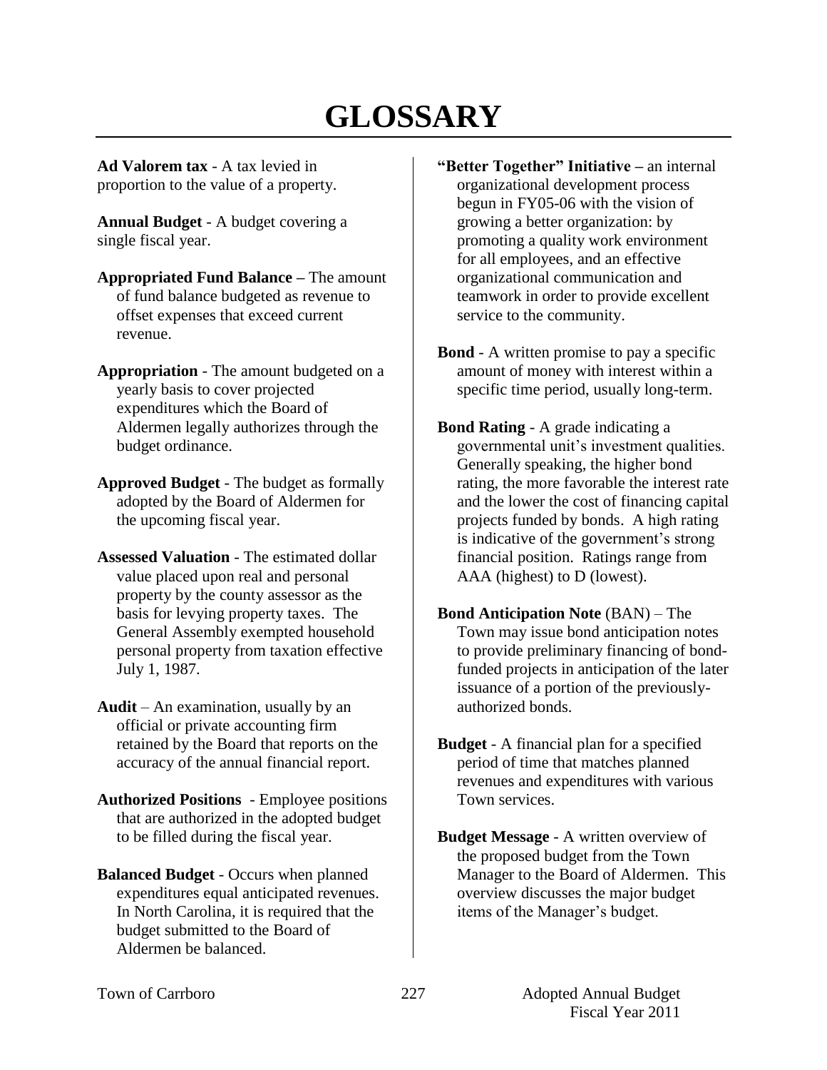# GLOSSARY

**Ad Valorem tax** - A tax levied in proportion to the value of a property.

**Annual Budget** - A budget covering a single fiscal year.

**Appropriated Fund Balance –** The amount of fund balance budgeted as revenue to offset expenses that exceed current revenue.

**Appropriation** - The amount budgeted on a yearly basis to cover projected expenditures which the Board of Aldermen legally authorizes through the budget ordinance.

**Approved Budget** - The budget as formally adopted by the Board of Aldermen for the upcoming fiscal year.

**Assessed Valuation** - The estimated dollar value placed upon real and personal property by the county assessor as the basis for levying property taxes. The General Assembly exempted household personal property from taxation effective July 1, 1987.

**Audit** – An examination, usually by an official or private accounting firm retained by the Board that reports on the accuracy of the annual financial report.

**Authorized Positions** - Employee positions that are authorized in the adopted budget to be filled during the fiscal year.

**Balanced Budget** - Occurs when planned expenditures equal anticipated revenues. In North Carolina, it is required that the budget submitted to the Board of Aldermen be balanced.

**"Better Together" Initiative –** an internal organizational development process begun in FY05-06 with the vision of growing a better organization: by promoting a quality work environment for all employees, and an effective organizational communication and teamwork in order to provide excellent service to the community.

**Bond** - A written promise to pay a specific amount of money with interest within a specific time period, usually long-term.

**Bond Rating** - A grade indicating a governmental unit's investment qualities. Generally speaking, the higher bond rating, the more favorable the interest rate and the lower the cost of financing capital projects funded by bonds. A high rating is indicative of the government's strong financial position. Ratings range from AAA (highest) to D (lowest).

**Bond Anticipation Note** (BAN) – The Town may issue bond anticipation notes to provide preliminary financing of bond-funded projects in anticipation of the later issuance of a portion of the previously-authorized bonds.

**Budget** - A financial plan for a specified period of time that matches planned revenues and expenditures with various Town services.

**Budget Message** - A written overview of the proposed budget from the Town Manager to the Board of Aldermen. This overview discusses the major budget items of the Manager's budget.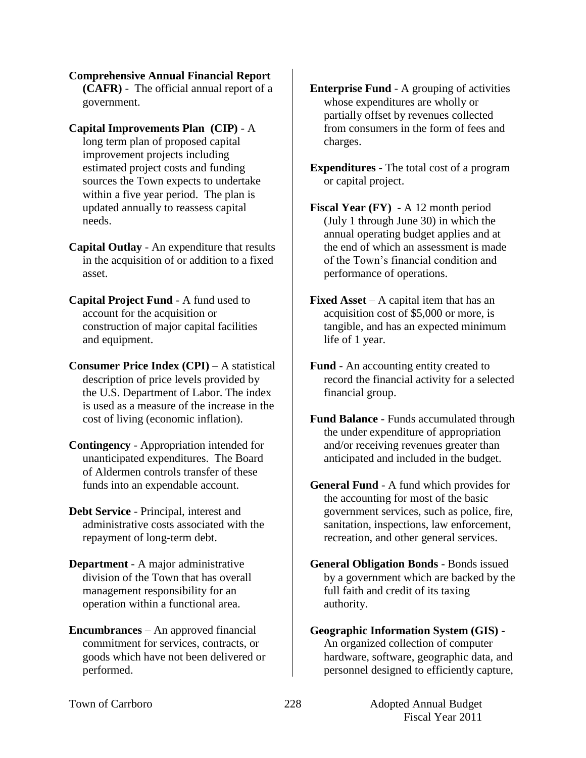**Comprehensive Annual Financial Report (CAFR)** - The official annual report of a government.

**Capital Improvements Plan (CIP)** - A long term plan of proposed capital improvement projects including estimated project costs and funding sources the Town expects to undertake within a five year period. The plan is updated annually to reassess capital needs.

**Capital Outlay** - An expenditure that results in the acquisition of or addition to a fixed asset.

**Capital Project Fund** - A fund used to account for the acquisition or construction of major capital facilities and equipment.

**Consumer Price Index (CPI)** – A statistical description of price levels provided by the U.S. Department of Labor. The index is used as a measure of the increase in the cost of living (economic inflation).

**Contingency** - Appropriation intended for unanticipated expenditures. The Board of Aldermen controls transfer of these funds into an expendable account.

**Debt Service** - Principal, interest and administrative costs associated with the repayment of long-term debt.

**Department** - A major administrative division of the Town that has overall management responsibility for an operation within a functional area.

**Encumbrances** – An approved financial commitment for services, contracts, or goods which have not been delivered or performed.

**Enterprise Fund** - A grouping of activities whose expenditures are wholly or partially offset by revenues collected from consumers in the form of fees and charges.

**Expenditures** - The total cost of a program or capital project.

**Fiscal Year (FY)** - A 12 month period (July 1 through June 30) in which the annual operating budget applies and at the end of which an assessment is made of the Town's financial condition and performance of operations.

**Fixed Asset** – A capital item that has an acquisition cost of $5,000 or more, is tangible, and has an expected minimum life of 1 year.

**Fund** - An accounting entity created to record the financial activity for a selected financial group.

**Fund Balance** - Funds accumulated through the under expenditure of appropriation and/or receiving revenues greater than anticipated and included in the budget.

**General Fund** - A fund which provides for the accounting for most of the basic government services, such as police, fire, sanitation, inspections, law enforcement, recreation, and other general services.

**General Obligation Bonds** - Bonds issued by a government which are backed by the full faith and credit of its taxing authority.

**Geographic Information System (GIS) -** An organized collection of computer hardware, software, geographic data, and personnel designed to efficiently capture,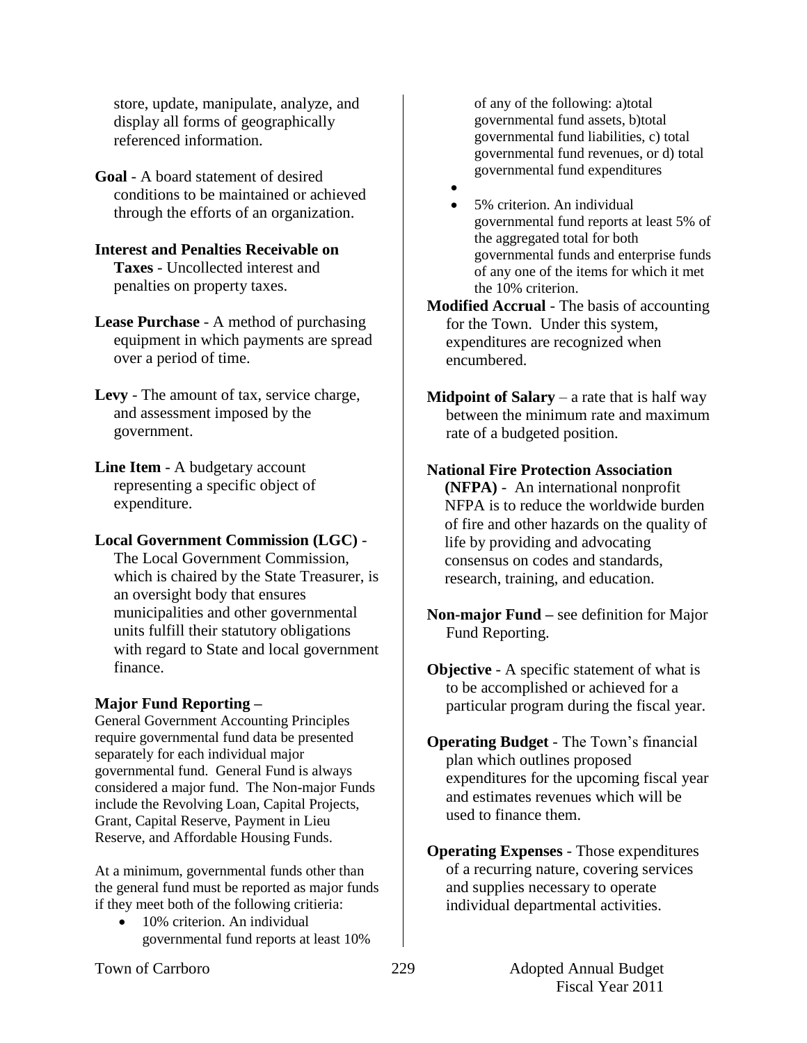store, update, manipulate, analyze, and display all forms of geographically referenced information.

**Goal** - A board statement of desired conditions to be maintained or achieved through the efforts of an organization.

**Interest and Penalties Receivable on Taxes** - Uncollected interest and penalties on property taxes.

**Lease Purchase** - A method of purchasing equipment in which payments are spread over a period of time.

**Levy** - The amount of tax, service charge, and assessment imposed by the government.

**Line Item** - A budgetary account representing a specific object of expenditure.

**Local Government Commission (LGC)** - The Local Government Commission, which is chaired by the State Treasurer, is an oversight body that ensures municipalities and other governmental units fulfill their statutory obligations with regard to State and local government finance.

**Major Fund Reporting –**
General Government Accounting Principles require governmental fund data be presented separately for each individual major governmental fund. General Fund is always considered a major fund. The Non-major Funds include the Revolving Loan, Capital Projects, Grant, Capital Reserve, Payment in Lieu Reserve, and Affordable Housing Funds.

At a minimum, governmental funds other than the general fund must be reported as major funds if they meet both of the following critieria:

- 10% criterion. An individual governmental fund reports at least 10% of any of the following: a)total governmental fund assets, b)total governmental fund liabilities, c) total governmental fund revenues, or d) total governmental fund expenditures
- 5% criterion. An individual governmental fund reports at least 5% of the aggregated total for both governmental funds and enterprise funds of any one of the items for which it met the 10% criterion.

**Modified Accrual** - The basis of accounting for the Town. Under this system, expenditures are recognized when encumbered.

**Midpoint of Salary** – a rate that is half way between the minimum rate and maximum rate of a budgeted position.

**National Fire Protection Association (NFPA)** - An international nonprofit NFPA is to reduce the worldwide burden of fire and other hazards on the quality of life by providing and advocating consensus on codes and standards, research, training, and education.

**Non-major Fund –** see definition for Major Fund Reporting.

**Objective** - A specific statement of what is to be accomplished or achieved for a particular program during the fiscal year.

**Operating Budget** - The Town's financial plan which outlines proposed expenditures for the upcoming fiscal year and estimates revenues which will be used to finance them.

**Operating Expenses** - Those expenditures of a recurring nature, covering services and supplies necessary to operate individual departmental activities.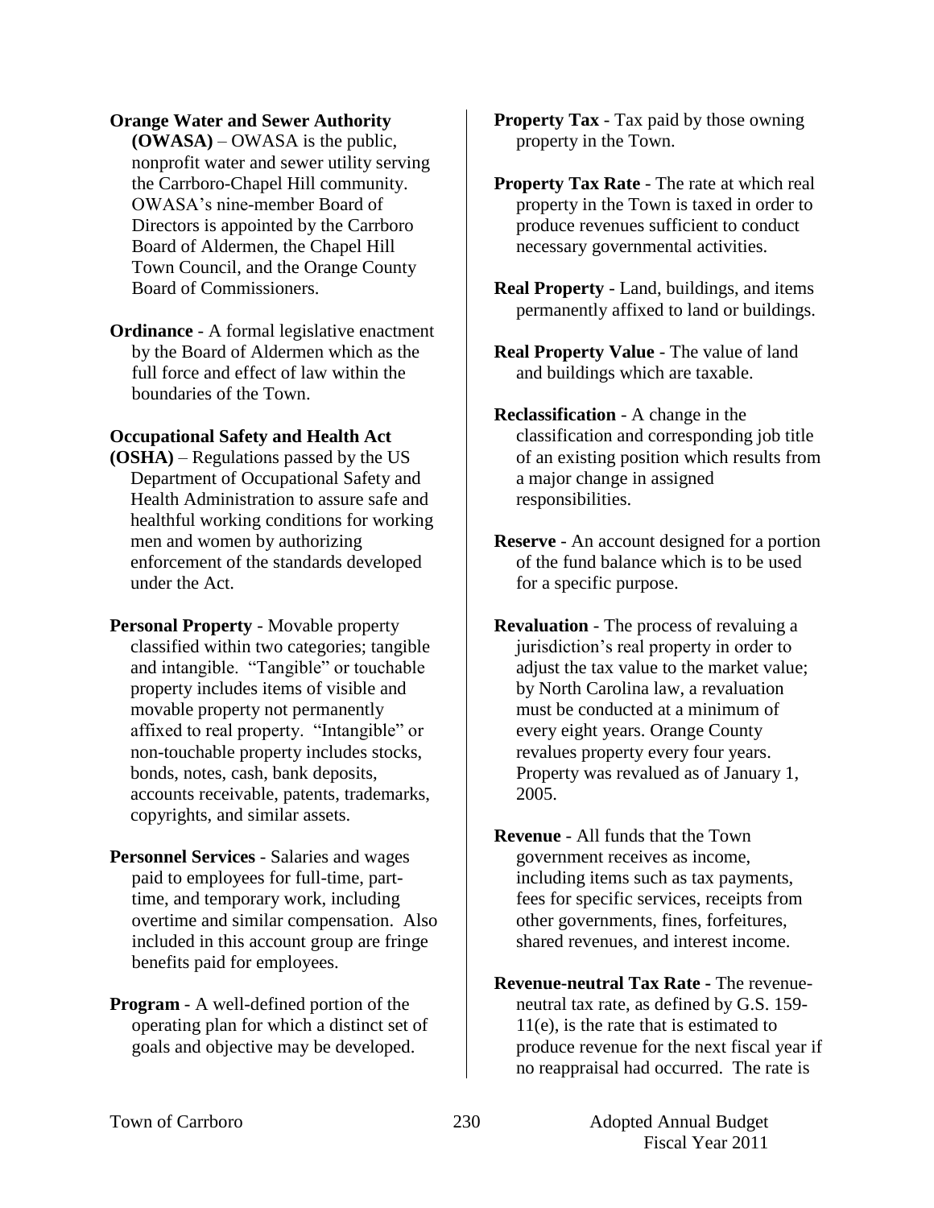**Orange Water and Sewer Authority (OWASA)** – OWASA is the public, nonprofit water and sewer utility serving the Carrboro-Chapel Hill community. OWASA's nine-member Board of Directors is appointed by the Carrboro Board of Aldermen, the Chapel Hill Town Council, and the Orange County Board of Commissioners.

**Ordinance** - A formal legislative enactment by the Board of Aldermen which as the full force and effect of law within the boundaries of the Town.

**Occupational Safety and Health Act (OSHA)** – Regulations passed by the US Department of Occupational Safety and Health Administration to assure safe and healthful working conditions for working men and women by authorizing enforcement of the standards developed under the Act.

**Personal Property** - Movable property classified within two categories; tangible and intangible. "Tangible" or touchable property includes items of visible and movable property not permanently affixed to real property. "Intangible" or non-touchable property includes stocks, bonds, notes, cash, bank deposits, accounts receivable, patents, trademarks, copyrights, and similar assets.

**Personnel Services** - Salaries and wages paid to employees for full-time, part-time, and temporary work, including overtime and similar compensation. Also included in this account group are fringe benefits paid for employees.

**Program** - A well-defined portion of the operating plan for which a distinct set of goals and objective may be developed.

**Property Tax** - Tax paid by those owning property in the Town.

**Property Tax Rate** - The rate at which real property in the Town is taxed in order to produce revenues sufficient to conduct necessary governmental activities.

**Real Property** - Land, buildings, and items permanently affixed to land or buildings.

**Real Property Value** - The value of land and buildings which are taxable.

**Reclassification** - A change in the classification and corresponding job title of an existing position which results from a major change in assigned responsibilities.

**Reserve** - An account designed for a portion of the fund balance which is to be used for a specific purpose.

**Revaluation** - The process of revaluing a jurisdiction's real property in order to adjust the tax value to the market value; by North Carolina law, a revaluation must be conducted at a minimum of every eight years. Orange County revalues property every four years. Property was revalued as of January 1, 2005.

**Revenue** - All funds that the Town government receives as income, including items such as tax payments, fees for specific services, receipts from other governments, fines, forfeitures, shared revenues, and interest income.

**Revenue-neutral Tax Rate** - The revenue-neutral tax rate, as defined by G.S. 159-11(e), is the rate that is estimated to produce revenue for the next fiscal year if no reappraisal had occurred. The rate is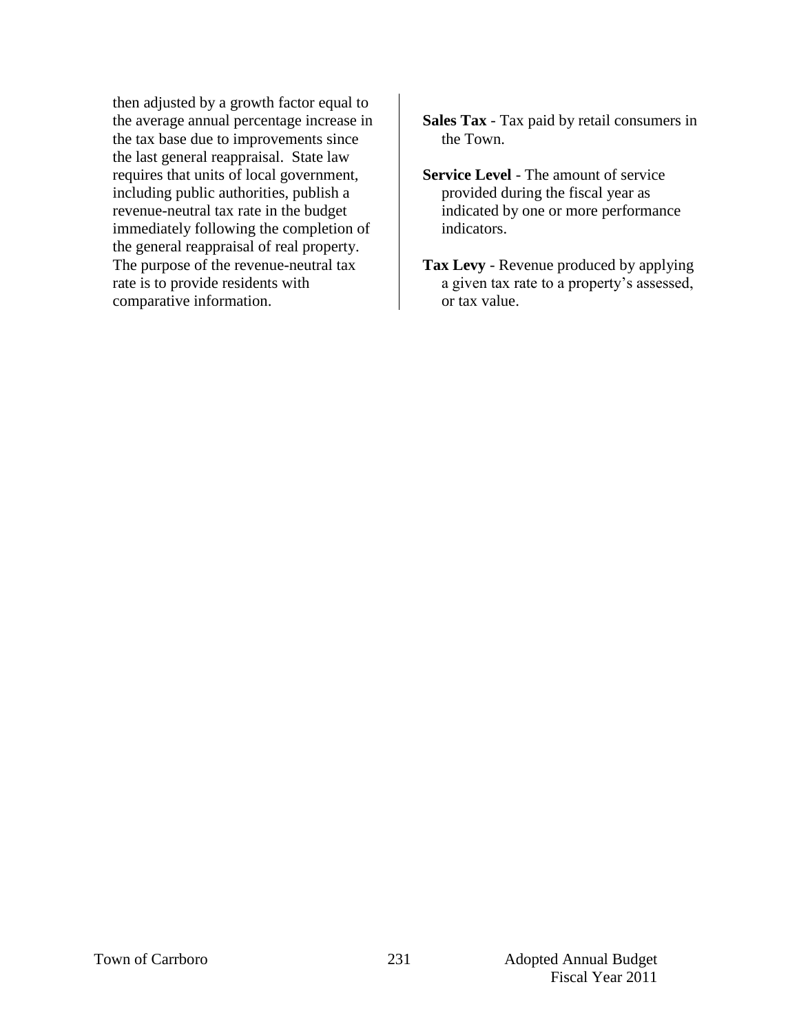then adjusted by a growth factor equal to the average annual percentage increase in the tax base due to improvements since the last general reappraisal. State law requires that units of local government, including public authorities, publish a revenue-neutral tax rate in the budget immediately following the completion of the general reappraisal of real property. The purpose of the revenue-neutral tax rate is to provide residents with comparative information.

**Sales Tax** - Tax paid by retail consumers in the Town.

**Service Level** - The amount of service provided during the fiscal year as indicated by one or more performance indicators.

**Tax Levy** - Revenue produced by applying a given tax rate to a property's assessed, or tax value.